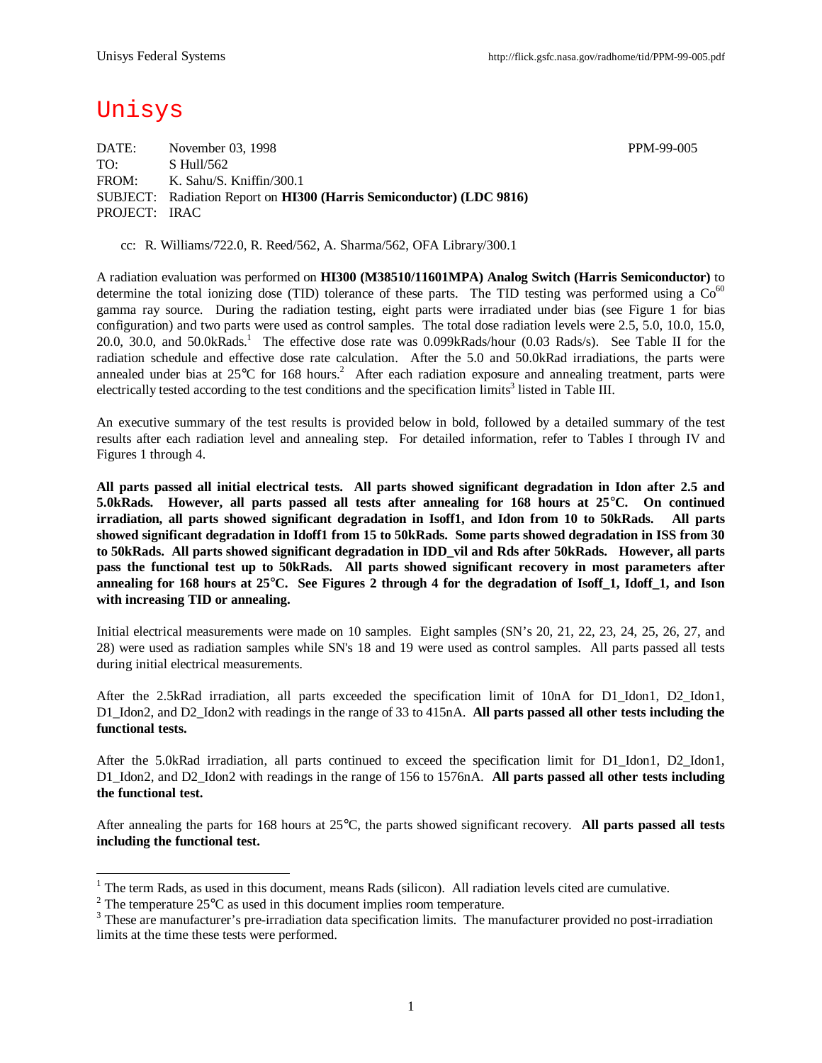Unisys Federal Systems http://flick.gsfc.nasa.gov/radhome/tid/PPM-99-005.pdf

# Unisys

DATE: November 03, 1998 PPM-99-005
TO: S Hull/562
FROM: K. Sahu/S. Kniffin/300.1
SUBJECT: Radiation Report on **HI300 (Harris Semiconductor) (LDC 9816)**
PROJECT: IRAC

cc: R. Williams/722.0, R. Reed/562, A. Sharma/562, OFA Library/300.1

A radiation evaluation was performed on **HI300 (M38510/11601MPA) Analog Switch (Harris Semiconductor)** to determine the total ionizing dose (TID) tolerance of these parts. The TID testing was performed using a $Co^{60}$ gamma ray source. During the radiation testing, eight parts were irradiated under bias (see Figure 1 for bias configuration) and two parts were used as control samples. The total dose radiation levels were 2.5, 5.0, 10.0, 15.0, 20.0, 30.0, and 50.0kRads.[1] The effective dose rate was 0.099kRads/hour (0.03 Rads/s). See Table II for the radiation schedule and effective dose rate calculation. After the 5.0 and 50.0kRad irradiations, the parts were annealed under bias at 25°C for 168 hours.[2] After each radiation exposure and annealing treatment, parts were electrically tested according to the test conditions and the specification limits[3] listed in Table III.

An executive summary of the test results is provided below in bold, followed by a detailed summary of the test results after each radiation level and annealing step. For detailed information, refer to Tables I through IV and Figures 1 through 4.

**All parts passed all initial electrical tests. All parts showed significant degradation in Idon after 2.5 and 5.0kRads. However, all parts passed all tests after annealing for 168 hours at 25°C. On continued irradiation, all parts showed significant degradation in Isoff1, and Idon from 10 to 50kRads. All parts showed significant degradation in Idoff1 from 15 to 50kRads. Some parts showed degradation in ISS from 30 to 50kRads. All parts showed significant degradation in IDD_vil and Rds after 50kRads. However, all parts pass the functional test up to 50kRads. All parts showed significant recovery in most parameters after annealing for 168 hours at 25°C. See Figures 2 through 4 for the degradation of Isoff_1, Idoff_1, and Ison with increasing TID or annealing.**

Initial electrical measurements were made on 10 samples. Eight samples (SN's 20, 21, 22, 23, 24, 25, 26, 27, and 28) were used as radiation samples while SN's 18 and 19 were used as control samples. All parts passed all tests during initial electrical measurements.

After the 2.5kRad irradiation, all parts exceeded the specification limit of 10nA for D1_Idon1, D2_Idon1, D1_Idon2, and D2_Idon2 with readings in the range of 33 to 415nA. **All parts passed all other tests including the functional tests.**

After the 5.0kRad irradiation, all parts continued to exceed the specification limit for D1_Idon1, D2_Idon1, D1_Idon2, and D2_Idon2 with readings in the range of 156 to 1576nA. **All parts passed all other tests including the functional test.**

After annealing the parts for 168 hours at 25°C, the parts showed significant recovery. **All parts passed all tests including the functional test.**

---

[1] The term Rads, as used in this document, means Rads (silicon). All radiation levels cited are cumulative.

[2] The temperature 25°C as used in this document implies room temperature.

[3] These are manufacturer's pre-irradiation data specification limits. The manufacturer provided no post-irradiation limits at the time these tests were performed.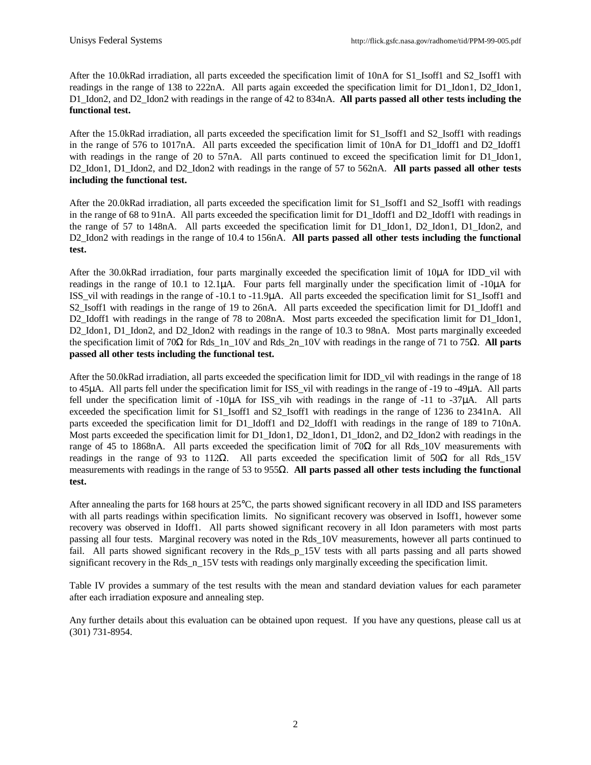After the 10.0kRad irradiation, all parts exceeded the specification limit of 10nA for S1_Isoff1 and S2_Isoff1 with readings in the range of 138 to 222nA. All parts again exceeded the specification limit for D1_Idon1, D2_Idon1, D1_Idon2, and D2_Idon2 with readings in the range of 42 to 834nA. **All parts passed all other tests including the functional test.**

After the 15.0kRad irradiation, all parts exceeded the specification limit for S1_Isoff1 and S2_Isoff1 with readings in the range of 576 to 1017nA. All parts exceeded the specification limit of 10nA for D1_Idoff1 and D2_Idoff1 with readings in the range of 20 to 57nA. All parts continued to exceed the specification limit for D1_Idon1, D2_Idon1, D1_Idon2, and D2_Idon2 with readings in the range of 57 to 562nA. **All parts passed all other tests including the functional test.**

After the 20.0kRad irradiation, all parts exceeded the specification limit for S1_Isoff1 and S2_Isoff1 with readings in the range of 68 to 91nA. All parts exceeded the specification limit for D1_Idoff1 and D2_Idoff1 with readings in the range of 57 to 148nA. All parts exceeded the specification limit for D1_Idon1, D2_Idon1, D1_Idon2, and D2_Idon2 with readings in the range of 10.4 to 156nA. **All parts passed all other tests including the functional test.**

After the 30.0kRad irradiation, four parts marginally exceeded the specification limit of 10μA for IDD_vil with readings in the range of 10.1 to 12.1μA. Four parts fell marginally under the specification limit of -10μA for ISS_vil with readings in the range of -10.1 to -11.9μA. All parts exceeded the specification limit for S1_Isoff1 and S2_Isoff1 with readings in the range of 19 to 26nA. All parts exceeded the specification limit for D1_Idoff1 and D2_Idoff1 with readings in the range of 78 to 208nA. Most parts exceeded the specification limit for D1_Idon1, D2_Idon1, D1_Idon2, and D2_Idon2 with readings in the range of 10.3 to 98nA. Most parts marginally exceeded the specification limit of 70Ω for Rds_1n_10V and Rds_2n_10V with readings in the range of 71 to 75Ω. **All parts passed all other tests including the functional test.**

After the 50.0kRad irradiation, all parts exceeded the specification limit for IDD_vil with readings in the range of 18 to 45μA. All parts fell under the specification limit for ISS_vil with readings in the range of -19 to -49μA. All parts fell under the specification limit of -10μA for ISS_vih with readings in the range of -11 to -37μA. All parts exceeded the specification limit for S1_Isoff1 and S2_Isoff1 with readings in the range of 1236 to 2341nA. All parts exceeded the specification limit for D1_Idoff1 and D2_Idoff1 with readings in the range of 189 to 710nA. Most parts exceeded the specification limit for D1_Idon1, D2_Idon1, D1_Idon2, and D2_Idon2 with readings in the range of 45 to 1868nA. All parts exceeded the specification limit of 70Ω for all Rds_10V measurements with readings in the range of 93 to 112Ω. All parts exceeded the specification limit of 50Ω for all Rds_15V measurements with readings in the range of 53 to 955Ω. **All parts passed all other tests including the functional test.**

After annealing the parts for 168 hours at 25°C, the parts showed significant recovery in all IDD and ISS parameters with all parts readings within specification limits. No significant recovery was observed in Isoff1, however some recovery was observed in Idoff1. All parts showed significant recovery in all Idon parameters with most parts passing all four tests. Marginal recovery was noted in the Rds_10V measurements, however all parts continued to fail. All parts showed significant recovery in the Rds_p_15V tests with all parts passing and all parts showed significant recovery in the Rds_n_15V tests with readings only marginally exceeding the specification limit.

Table IV provides a summary of the test results with the mean and standard deviation values for each parameter after each irradiation exposure and annealing step.

Any further details about this evaluation can be obtained upon request. If you have any questions, please call us at (301) 731-8954.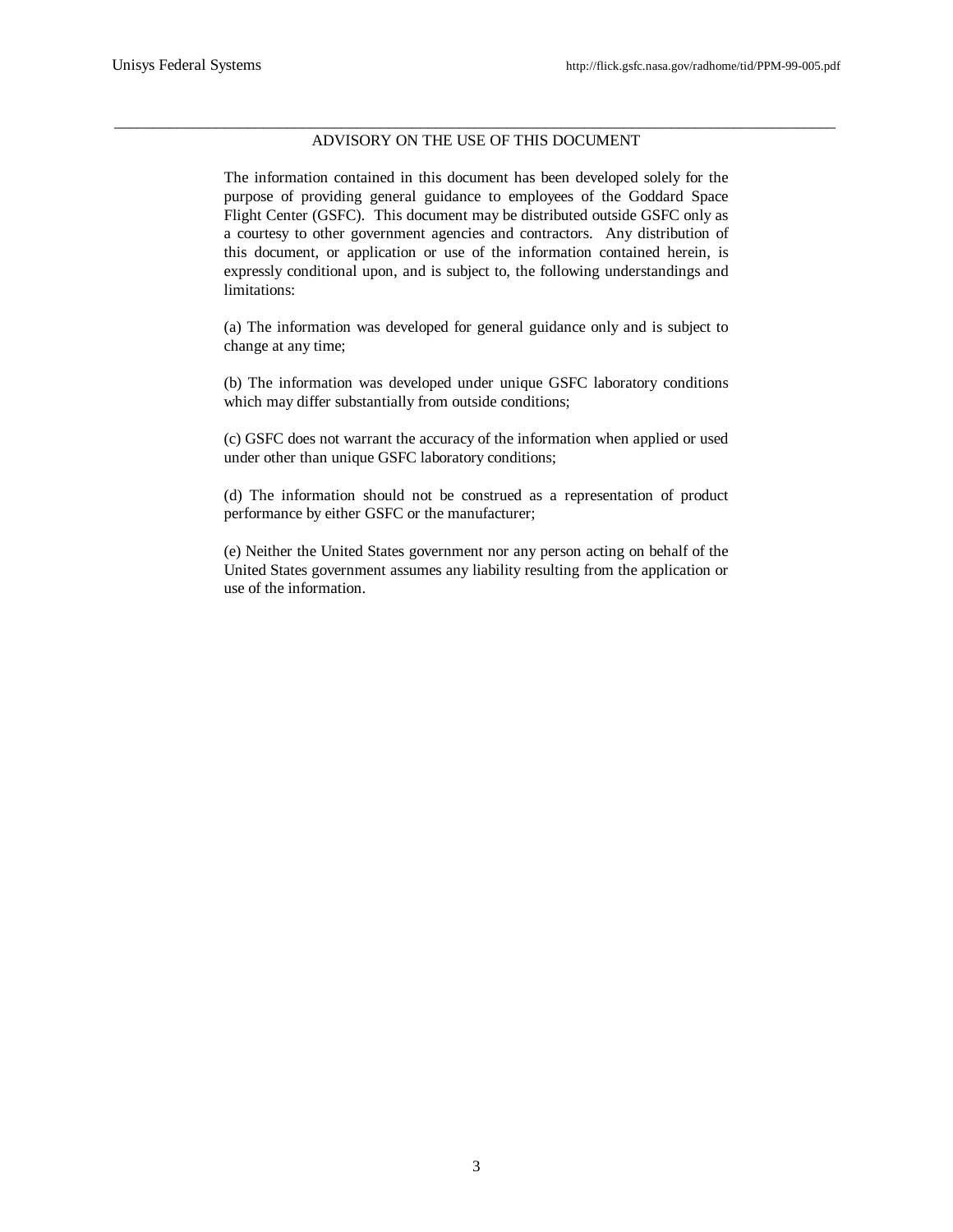## ADVISORY ON THE USE OF THIS DOCUMENT

The information contained in this document has been developed solely for the purpose of providing general guidance to employees of the Goddard Space Flight Center (GSFC). This document may be distributed outside GSFC only as a courtesy to other government agencies and contractors. Any distribution of this document, or application or use of the information contained herein, is expressly conditional upon, and is subject to, the following understandings and limitations:

(a) The information was developed for general guidance only and is subject to change at any time;

(b) The information was developed under unique GSFC laboratory conditions which may differ substantially from outside conditions;

(c) GSFC does not warrant the accuracy of the information when applied or used under other than unique GSFC laboratory conditions;

(d) The information should not be construed as a representation of product performance by either GSFC or the manufacturer;

(e) Neither the United States government nor any person acting on behalf of the United States government assumes any liability resulting from the application or use of the information.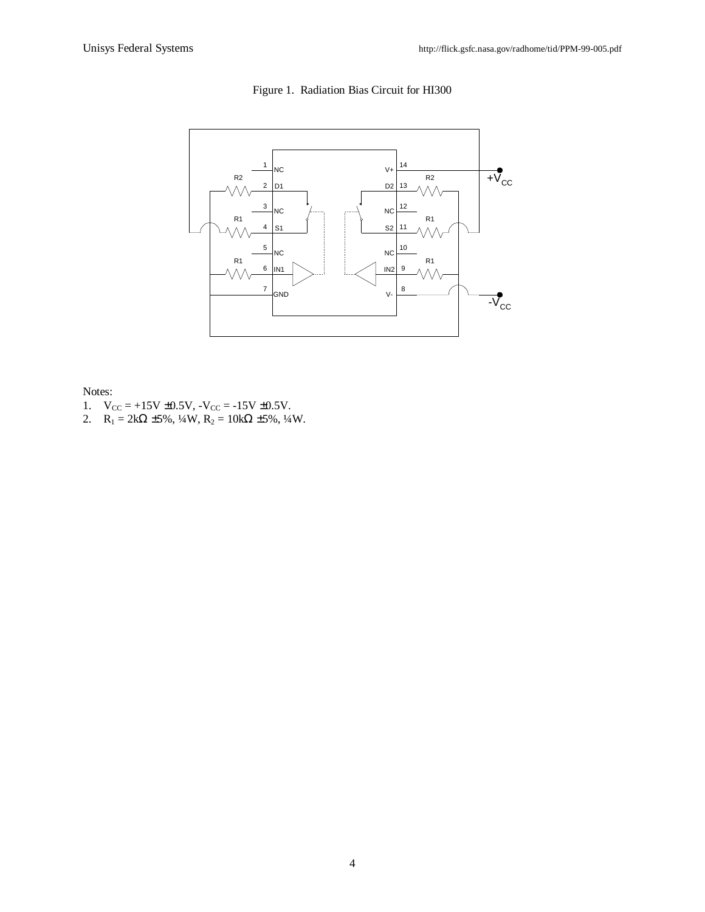Figure 1. Radiation Bias Circuit for HI300

Notes:

1. $V_{CC}$ = +15V ±0.5V, $-V_{CC}$ = -15V ±0.5V.
2. $R_1$ = 2kΩ ±5%, ¼W, $R_2$ = 10kΩ ±5%, ¼W.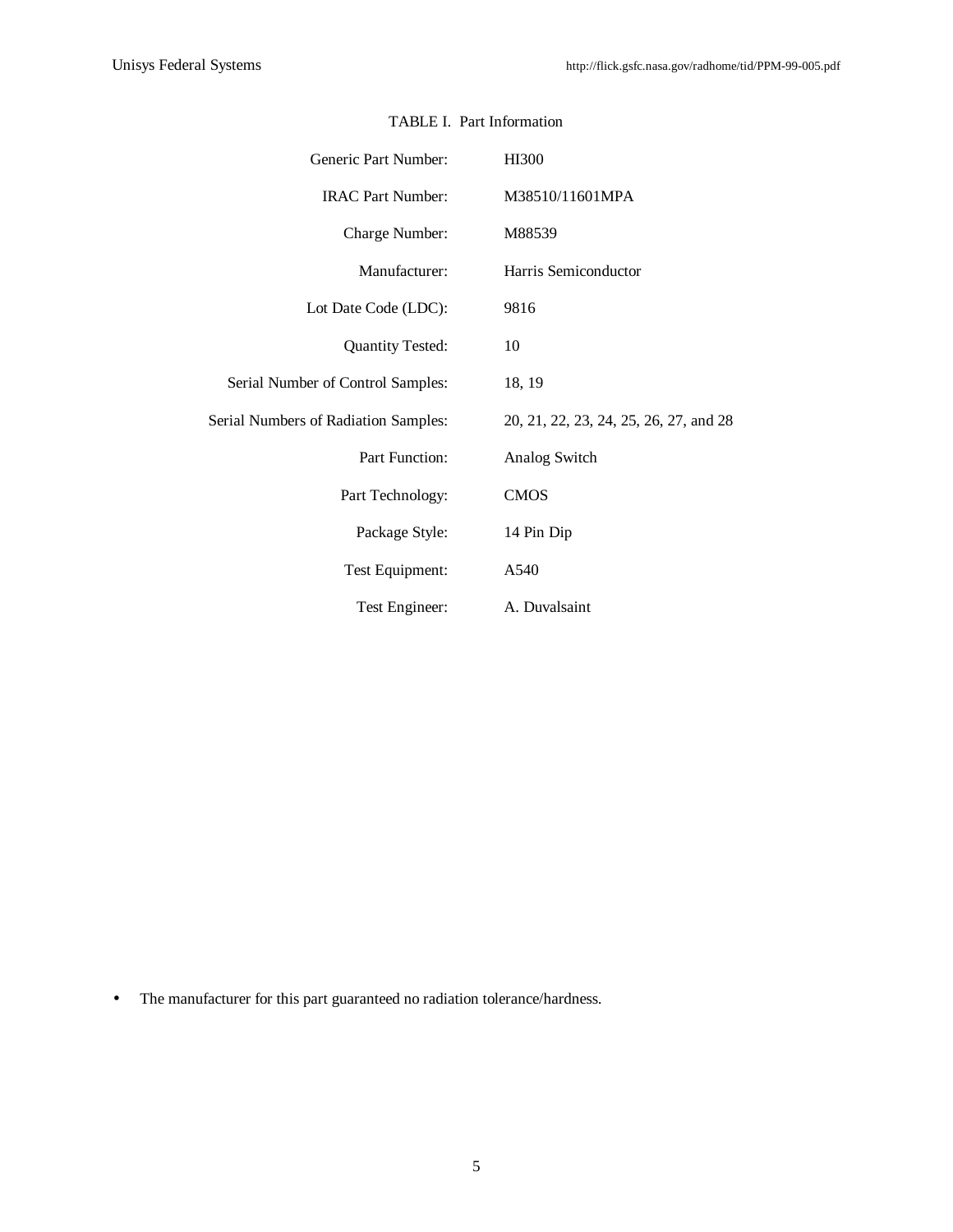TABLE I. Part Information

| | |
|---|---|
| Generic Part Number: | HI300 |
| IRAC Part Number: | M38510/11601MPA |
| Charge Number: | M88539 |
| Manufacturer: | Harris Semiconductor |
| Lot Date Code (LDC): | 9816 |
| Quantity Tested: | 10 |
| Serial Number of Control Samples: | 18, 19 |
| Serial Numbers of Radiation Samples: | 20, 21, 22, 23, 24, 25, 26, 27, and 28 |
| Part Function: | Analog Switch |
| Part Technology: | CMOS |
| Package Style: | 14 Pin Dip |
| Test Equipment: | A540 |
| Test Engineer: | A. Duvalsaint |

- The manufacturer for this part guaranteed no radiation tolerance/hardness.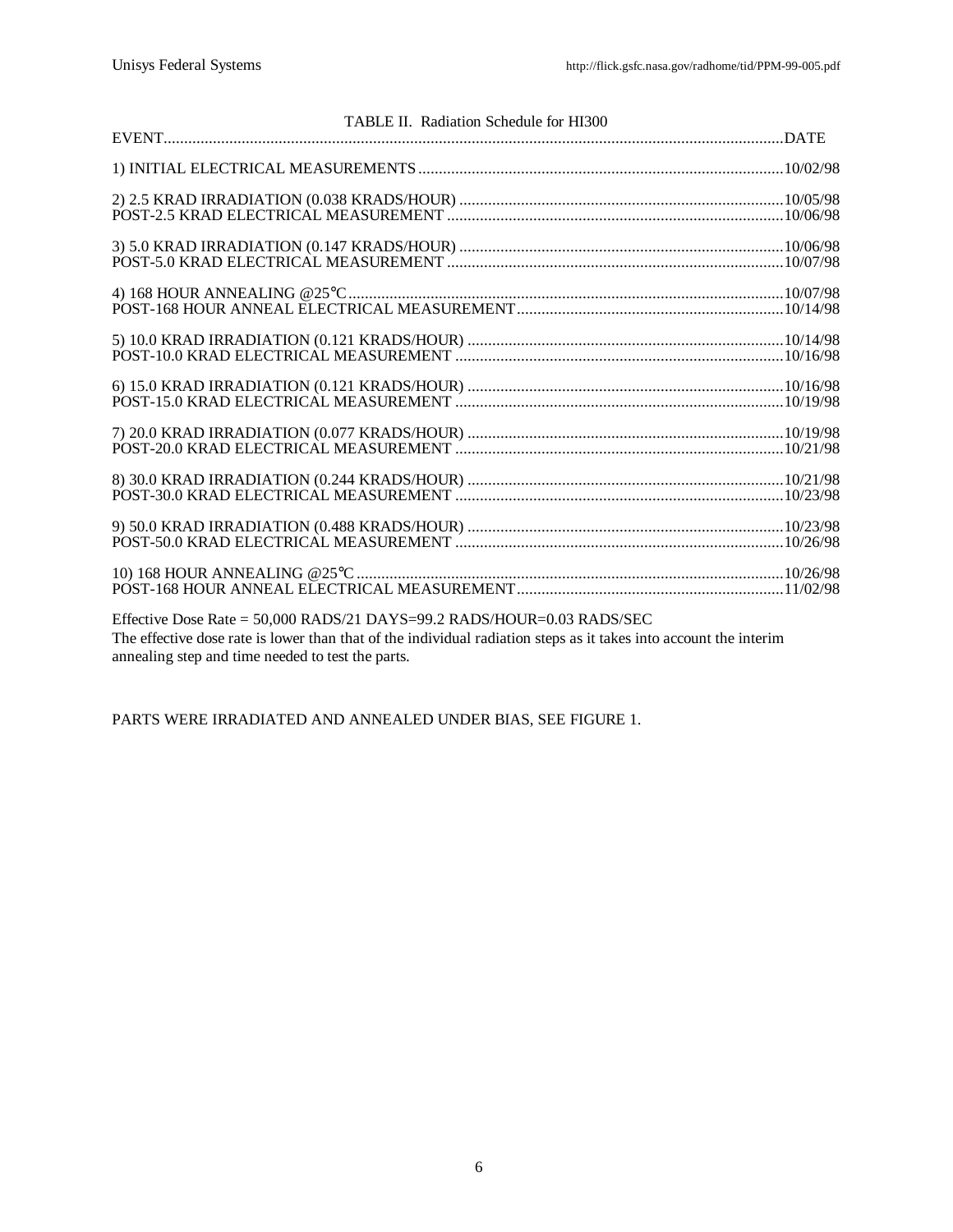TABLE II. Radiation Schedule for HI300

| EVENT | DATE |
|---|---|
| 1) INITIAL ELECTRICAL MEASUREMENTS | 10/02/98 |
| 2) 2.5 KRAD IRRADIATION (0.038 KRADS/HOUR) | 10/05/98 |
| POST-2.5 KRAD ELECTRICAL MEASUREMENT | 10/06/98 |
| 3) 5.0 KRAD IRRADIATION (0.147 KRADS/HOUR) | 10/06/98 |
| POST-5.0 KRAD ELECTRICAL MEASUREMENT | 10/07/98 |
| 4) 168 HOUR ANNEALING @25°C | 10/07/98 |
| POST-168 HOUR ANNEAL ELECTRICAL MEASUREMENT | 10/14/98 |
| 5) 10.0 KRAD IRRADIATION (0.121 KRADS/HOUR) | 10/14/98 |
| POST-10.0 KRAD ELECTRICAL MEASUREMENT | 10/16/98 |
| 6) 15.0 KRAD IRRADIATION (0.121 KRADS/HOUR) | 10/16/98 |
| POST-15.0 KRAD ELECTRICAL MEASUREMENT | 10/19/98 |
| 7) 20.0 KRAD IRRADIATION (0.077 KRADS/HOUR) | 10/19/98 |
| POST-20.0 KRAD ELECTRICAL MEASUREMENT | 10/21/98 |
| 8) 30.0 KRAD IRRADIATION (0.244 KRADS/HOUR) | 10/21/98 |
| POST-30.0 KRAD ELECTRICAL MEASUREMENT | 10/23/98 |
| 9) 50.0 KRAD IRRADIATION (0.488 KRADS/HOUR) | 10/23/98 |
| POST-50.0 KRAD ELECTRICAL MEASUREMENT | 10/26/98 |
| 10) 168 HOUR ANNEALING @25°C | 10/26/98 |
| POST-168 HOUR ANNEAL ELECTRICAL MEASUREMENT | 11/02/98 |

Effective Dose Rate = 50,000 RADS/21 DAYS=99.2 RADS/HOUR=0.03 RADS/SEC
The effective dose rate is lower than that of the individual radiation steps as it takes into account the interim annealing step and time needed to test the parts.

PARTS WERE IRRADIATED AND ANNEALED UNDER BIAS, SEE FIGURE 1.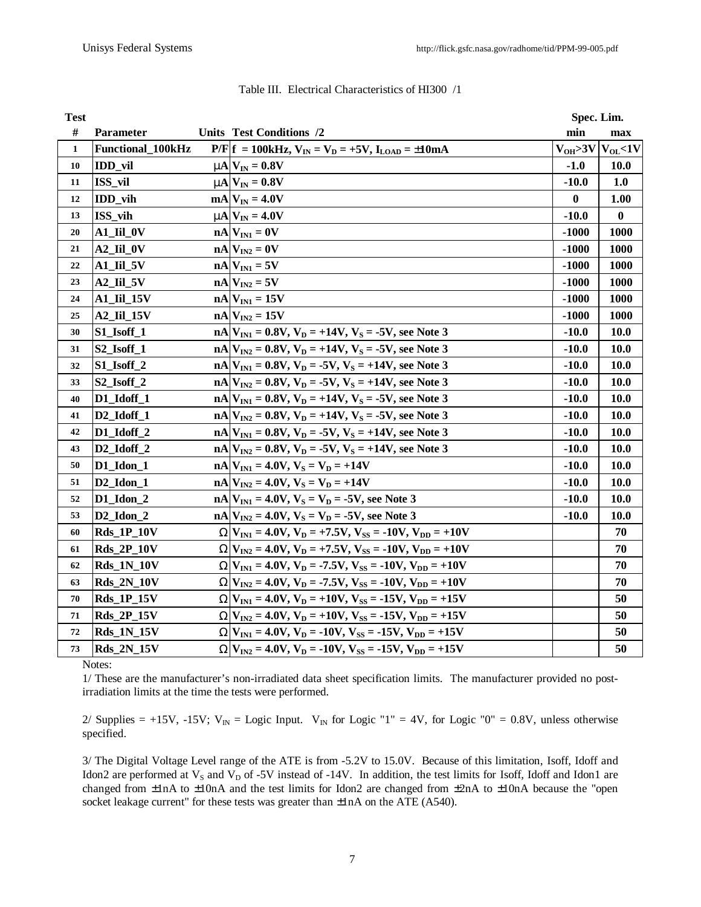Table III. Electrical Characteristics of HI300 /1

| Test # | Parameter | Units | Test Conditions /2 | Spec. Lim. min | Spec. Lim. max |
|---|---|---|---|---|---|
| 1 | Functional_100kHz | P/F | f = 100kHz, $V_{IN} = V_D = +5V$, $I_{LOAD} = \pm10mA$ | $V_{OH}$>3V | $V_{OL}$<1V |
| 10 | IDD_vil | μA | $V_{IN} = 0.8V$ | -1.0 | 10.0 |
| 11 | ISS_vil | μA | $V_{IN} = 0.8V$ | -10.0 | 1.0 |
| 12 | IDD_vih | mA | $V_{IN} = 4.0V$ | 0 | 1.00 |
| 13 | ISS_vih | μA | $V_{IN} = 4.0V$ | -10.0 | 0 |
| 20 | A1_Iil_0V | nA | $V_{IN1} = 0V$ | -1000 | 1000 |
| 21 | A2_Iil_0V | nA | $V_{IN2} = 0V$ | -1000 | 1000 |
| 22 | A1_Iil_5V | nA | $V_{IN1} = 5V$ | -1000 | 1000 |
| 23 | A2_Iil_5V | nA | $V_{IN2} = 5V$ | -1000 | 1000 |
| 24 | A1_Iil_15V | nA | $V_{IN1} = 15V$ | -1000 | 1000 |
| 25 | A2_Iil_15V | nA | $V_{IN2} = 15V$ | -1000 | 1000 |
| 30 | S1_Isoff_1 | nA | $V_{IN1} = 0.8V$, $V_D = +14V$, $V_S = -5V$, see Note 3 | -10.0 | 10.0 |
| 31 | S2_Isoff_1 | nA | $V_{IN2} = 0.8V$, $V_D = +14V$, $V_S = -5V$, see Note 3 | -10.0 | 10.0 |
| 32 | S1_Isoff_2 | nA | $V_{IN1} = 0.8V$, $V_D = -5V$, $V_S = +14V$, see Note 3 | -10.0 | 10.0 |
| 33 | S2_Isoff_2 | nA | $V_{IN2} = 0.8V$, $V_D = -5V$, $V_S = +14V$, see Note 3 | -10.0 | 10.0 |
| 40 | D1_Idoff_1 | nA | $V_{IN1} = 0.8V$, $V_D = +14V$, $V_S = -5V$, see Note 3 | -10.0 | 10.0 |
| 41 | D2_Idoff_1 | nA | $V_{IN2} = 0.8V$, $V_D = +14V$, $V_S = -5V$, see Note 3 | -10.0 | 10.0 |
| 42 | D1_Idoff_2 | nA | $V_{IN1} = 0.8V$, $V_D = -5V$, $V_S = +14V$, see Note 3 | -10.0 | 10.0 |
| 43 | D2_Idoff_2 | nA | $V_{IN2} = 0.8V$, $V_D = -5V$, $V_S = +14V$, see Note 3 | -10.0 | 10.0 |
| 50 | D1_Idon_1 | nA | $V_{IN1} = 4.0V$, $V_S = V_D = +14V$ | -10.0 | 10.0 |
| 51 | D2_Idon_1 | nA | $V_{IN2} = 4.0V$, $V_S = V_D = +14V$ | -10.0 | 10.0 |
| 52 | D1_Idon_2 | nA | $V_{IN1} = 4.0V$, $V_S = V_D = -5V$, see Note 3 | -10.0 | 10.0 |
| 53 | D2_Idon_2 | nA | $V_{IN2} = 4.0V$, $V_S = V_D = -5V$, see Note 3 | -10.0 | 10.0 |
| 60 | Rds_1P_10V | Ω | $V_{IN1} = 4.0V$, $V_D = +7.5V$, $V_{SS} = -10V$, $V_{DD} = +10V$ | | 70 |
| 61 | Rds_2P_10V | Ω | $V_{IN2} = 4.0V$, $V_D = +7.5V$, $V_{SS} = -10V$, $V_{DD} = +10V$ | | 70 |
| 62 | Rds_1N_10V | Ω | $V_{IN1} = 4.0V$, $V_D = -7.5V$, $V_{SS} = -10V$, $V_{DD} = +10V$ | | 70 |
| 63 | Rds_2N_10V | Ω | $V_{IN2} = 4.0V$, $V_D = -7.5V$, $V_{SS} = -10V$, $V_{DD} = +10V$ | | 70 |
| 70 | Rds_1P_15V | Ω | $V_{IN1} = 4.0V$, $V_D = +10V$, $V_{SS} = -15V$, $V_{DD} = +15V$ | | 50 |
| 71 | Rds_2P_15V | Ω | $V_{IN2} = 4.0V$, $V_D = +10V$, $V_{SS} = -15V$, $V_{DD} = +15V$ | | 50 |
| 72 | Rds_1N_15V | Ω | $V_{IN1} = 4.0V$, $V_D = -10V$, $V_{SS} = -15V$, $V_{DD} = +15V$ | | 50 |
| 73 | Rds_2N_15V | Ω | $V_{IN2} = 4.0V$, $V_D = -10V$, $V_{SS} = -15V$, $V_{DD} = +15V$ | | 50 |

Notes:

1/ These are the manufacturer's non-irradiated data sheet specification limits. The manufacturer provided no post-irradiation limits at the time the tests were performed.

2/ Supplies = +15V, -15V; $V_{IN}$ = Logic Input. $V_{IN}$ for Logic "1" = 4V, for Logic "0" = 0.8V, unless otherwise specified.

3/ The Digital Voltage Level range of the ATE is from -5.2V to 15.0V. Because of this limitation, Isoff, Idoff and Idon2 are performed at $V_S$ and $V_D$ of -5V instead of -14V. In addition, the test limits for Isoff, Idoff and Idon1 are changed from ±1nA to ±10nA and the test limits for Idon2 are changed from ±2nA to ±10nA because the "open socket leakage current" for these tests was greater than ±1nA on the ATE (A540).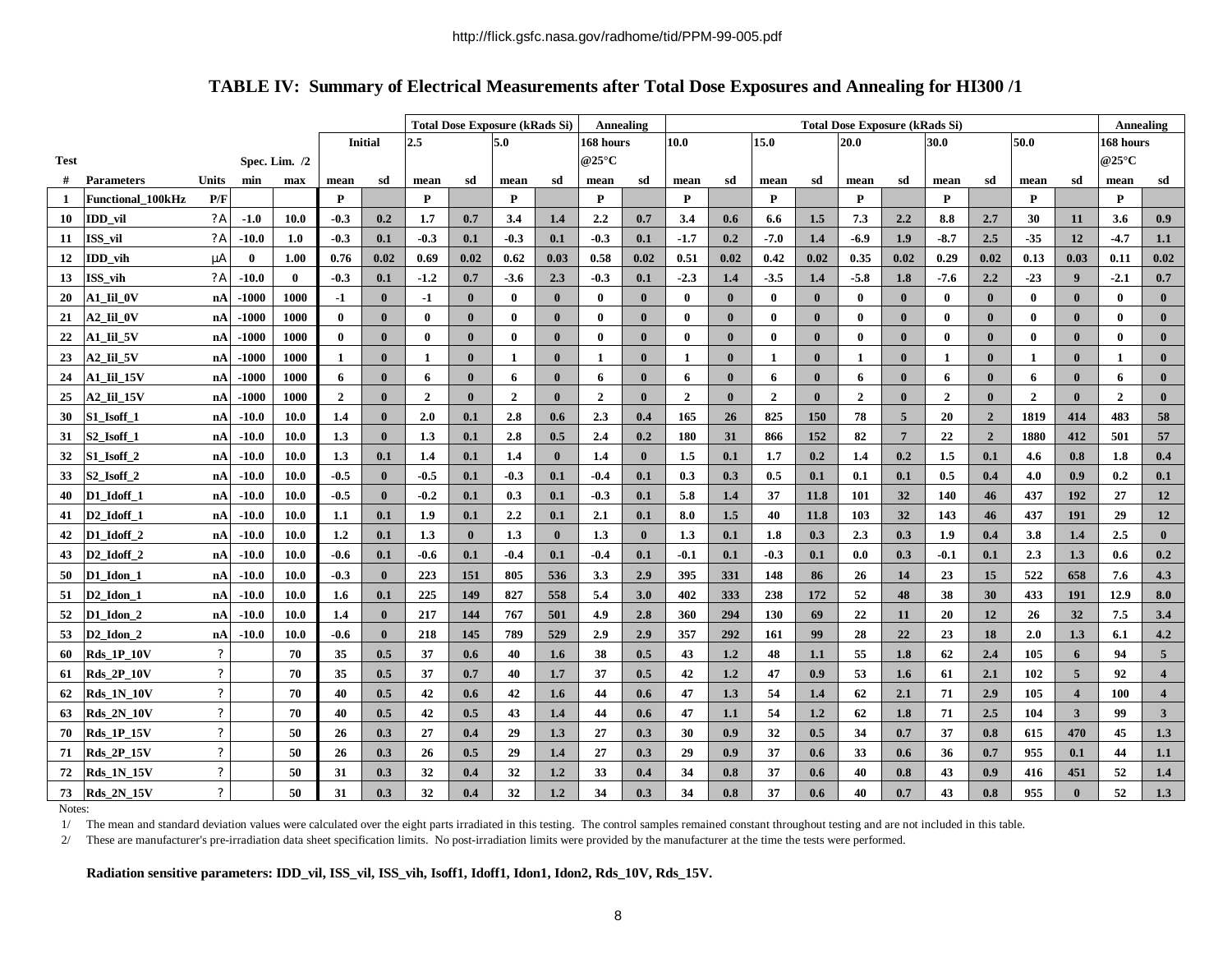http://flick.gsfc.nasa.gov/radhome/tid/PPM-99-005.pdf

## TABLE IV: Summary of Electrical Measurements after Total Dose Exposures and Annealing for HI300 /1

| Test # | Parameters | Units | Spec. Lim. /2 min | Spec. Lim. /2 max | Initial mean | Initial sd | 2.5 mean | 2.5 sd | 5.0 mean | 5.0 sd | Annealing 168 hours @25°C mean | Annealing 168 hours @25°C sd | 10.0 mean | 10.0 sd | 15.0 mean | 15.0 sd | 20.0 mean | 20.0 sd | 30.0 mean | 30.0 sd | 50.0 mean | 50.0 sd | Annealing 168 hours @25°C mean | Annealing 168 hours @25°C sd |
|---|---|---|---|---|---|---|---|---|---|---|---|---|---|---|---|---|---|---|---|---|---|---|---|---|
| 1 | Functional_100kHz | P/F | | | P | | P | | P | | P | | P | | P | | P | | P | | P | | P | |
| 10 | IDD_vil | ?A | -1.0 | 10.0 | -0.3 | 0.2 | 1.7 | 0.7 | 3.4 | 1.4 | 2.2 | 0.7 | 3.4 | 0.6 | 6.6 | 1.5 | 7.3 | 2.2 | 8.8 | 2.7 | 30 | 11 | 3.6 | 0.9 |
| 11 | ISS_vil | ?A | -10.0 | 1.0 | -0.3 | 0.1 | -0.3 | 0.1 | -0.3 | 0.1 | -0.3 | 0.1 | -1.7 | 0.2 | -7.0 | 1.4 | -6.9 | 1.9 | -8.7 | 2.5 | -35 | 12 | -4.7 | 1.1 |
| 12 | IDD_vih | μA | 0 | 1.00 | 0.76 | 0.02 | 0.69 | 0.02 | 0.62 | 0.03 | 0.58 | 0.02 | 0.51 | 0.02 | 0.42 | 0.02 | 0.35 | 0.02 | 0.29 | 0.02 | 0.13 | 0.03 | 0.11 | 0.02 |
| 13 | ISS_vih | ?A | -10.0 | 0 | -0.3 | 0.1 | -1.2 | 0.7 | -3.6 | 2.3 | -0.3 | 0.1 | -2.3 | 1.4 | -3.5 | 1.4 | -5.8 | 1.8 | -7.6 | 2.2 | -23 | 9 | -2.1 | 0.7 |
| 20 | A1_Iil_0V | nA | -1000 | 1000 | -1 | 0 | -1 | 0 | 0 | 0 | 0 | 0 | 0 | 0 | 0 | 0 | 0 | 0 | 0 | 0 | 0 | 0 | 0 | 0 |
| 21 | A2_Iil_0V | nA | -1000 | 1000 | 0 | 0 | 0 | 0 | 0 | 0 | 0 | 0 | 0 | 0 | 0 | 0 | 0 | 0 | 0 | 0 | 0 | 0 | 0 | 0 |
| 22 | A1_Iil_5V | nA | -1000 | 1000 | 0 | 0 | 0 | 0 | 0 | 0 | 0 | 0 | 0 | 0 | 0 | 0 | 0 | 0 | 0 | 0 | 0 | 0 | 0 | 0 |
| 23 | A2_Iil_5V | nA | -1000 | 1000 | 1 | 0 | 1 | 0 | 1 | 0 | 1 | 0 | 1 | 0 | 1 | 0 | 1 | 0 | 1 | 0 | 1 | 0 | 1 | 0 |
| 24 | A1_Iil_15V | nA | -1000 | 1000 | 6 | 0 | 6 | 0 | 6 | 0 | 6 | 0 | 6 | 0 | 6 | 0 | 6 | 0 | 6 | 0 | 6 | 0 | 6 | 0 |
| 25 | A2_Iil_15V | nA | -1000 | 1000 | 2 | 0 | 2 | 0 | 2 | 0 | 2 | 0 | 2 | 0 | 2 | 0 | 2 | 0 | 2 | 0 | 2 | 0 | 2 | 0 |
| 30 | S1_Isoff_1 | nA | -10.0 | 10.0 | 1.4 | 0 | 2.0 | 0.1 | 2.8 | 0.6 | 2.3 | 0.4 | 165 | 26 | 825 | 150 | 78 | 5 | 20 | 2 | 1819 | 414 | 483 | 58 |
| 31 | S2_Isoff_1 | nA | -10.0 | 10.0 | 1.3 | 0 | 1.3 | 0.1 | 2.8 | 0.5 | 2.4 | 0.2 | 180 | 31 | 866 | 152 | 82 | 7 | 22 | 2 | 1880 | 412 | 501 | 57 |
| 32 | S1_Isoff_2 | nA | -10.0 | 10.0 | 1.3 | 0.1 | 1.4 | 0.1 | 1.4 | 0 | 1.4 | 0 | 1.5 | 0.1 | 1.7 | 0.2 | 1.4 | 0.2 | 1.5 | 0.1 | 4.6 | 0.8 | 1.8 | 0.4 |
| 33 | S2_Isoff_2 | nA | -10.0 | 10.0 | -0.5 | 0 | -0.5 | 0.1 | -0.3 | 0.1 | -0.4 | 0.1 | 0.3 | 0.3 | 0.5 | 0.1 | 0.1 | 0.1 | 0.5 | 0.4 | 4.0 | 0.9 | 0.2 | 0.1 |
| 40 | D1_Idoff_1 | nA | -10.0 | 10.0 | -0.5 | 0 | -0.2 | 0.1 | 0.3 | 0.1 | -0.3 | 0.1 | 5.8 | 1.4 | 37 | 11.8 | 101 | 32 | 140 | 46 | 437 | 192 | 27 | 12 |
| 41 | D2_Idoff_1 | nA | -10.0 | 10.0 | 1.1 | 0.1 | 1.9 | 0.1 | 2.2 | 0.1 | 2.1 | 0.1 | 8.0 | 1.5 | 40 | 11.8 | 103 | 32 | 143 | 46 | 437 | 191 | 29 | 12 |
| 42 | D1_Idoff_2 | nA | -10.0 | 10.0 | 1.2 | 0.1 | 1.3 | 0 | 1.3 | 0 | 1.3 | 0 | 1.3 | 0.1 | 1.8 | 0.3 | 2.3 | 0.3 | 1.9 | 0.4 | 3.8 | 1.4 | 2.5 | 0 |
| 43 | D2_Idoff_2 | nA | -10.0 | 10.0 | -0.6 | 0.1 | -0.6 | 0.1 | -0.4 | 0.1 | -0.4 | 0.1 | -0.1 | 0.1 | -0.3 | 0.1 | 0.0 | 0.3 | -0.1 | 0.1 | 2.3 | 1.3 | 0.6 | 0.2 |
| 50 | D1_Idon_1 | nA | -10.0 | 10.0 | -0.3 | 0 | 223 | 151 | 805 | 536 | 3.3 | 2.9 | 395 | 331 | 148 | 86 | 26 | 14 | 23 | 15 | 522 | 658 | 7.6 | 4.3 |
| 51 | D2_Idon_1 | nA | -10.0 | 10.0 | 1.6 | 0.1 | 225 | 149 | 827 | 558 | 5.4 | 3.0 | 402 | 333 | 238 | 172 | 52 | 48 | 38 | 30 | 433 | 191 | 12.9 | 8.0 |
| 52 | D1_Idon_2 | nA | -10.0 | 10.0 | 1.4 | 0 | 217 | 144 | 767 | 501 | 4.9 | 2.8 | 360 | 294 | 130 | 69 | 22 | 11 | 20 | 12 | 26 | 32 | 7.5 | 3.4 |
| 53 | D2_Idon_2 | nA | -10.0 | 10.0 | -0.6 | 0 | 218 | 145 | 789 | 529 | 2.9 | 2.9 | 357 | 292 | 161 | 99 | 28 | 22 | 23 | 18 | 2.0 | 1.3 | 6.1 | 4.2 |
| 60 | Rds_1P_10V | ? | | 70 | 35 | 0.5 | 37 | 0.6 | 40 | 1.6 | 38 | 0.5 | 43 | 1.2 | 48 | 1.1 | 55 | 1.8 | 62 | 2.4 | 105 | 6 | 94 | 5 |
| 61 | Rds_2P_10V | ? | | 70 | 35 | 0.5 | 37 | 0.7 | 40 | 1.7 | 37 | 0.5 | 42 | 1.2 | 47 | 0.9 | 53 | 1.6 | 61 | 2.1 | 102 | 5 | 92 | 4 |
| 62 | Rds_1N_10V | ? | | 70 | 40 | 0.5 | 42 | 0.6 | 42 | 1.6 | 44 | 0.6 | 47 | 1.3 | 54 | 1.4 | 62 | 2.1 | 71 | 2.9 | 105 | 4 | 100 | 4 |
| 63 | Rds_2N_10V | ? | | 70 | 40 | 0.5 | 42 | 0.5 | 43 | 1.4 | 44 | 0.6 | 47 | 1.1 | 54 | 1.2 | 62 | 1.8 | 71 | 2.5 | 104 | 3 | 99 | 3 |
| 70 | Rds_1P_15V | ? | | 50 | 26 | 0.3 | 27 | 0.4 | 29 | 1.3 | 27 | 0.3 | 30 | 0.9 | 32 | 0.5 | 34 | 0.7 | 37 | 0.8 | 615 | 470 | 45 | 1.3 |
| 71 | Rds_2P_15V | ? | | 50 | 26 | 0.3 | 26 | 0.5 | 29 | 1.4 | 27 | 0.3 | 29 | 0.9 | 37 | 0.6 | 33 | 0.6 | 36 | 0.7 | 955 | 0.1 | 44 | 1.1 |
| 72 | Rds_1N_15V | ? | | 50 | 31 | 0.3 | 32 | 0.4 | 32 | 1.2 | 33 | 0.4 | 34 | 0.8 | 37 | 0.6 | 40 | 0.8 | 43 | 0.9 | 416 | 451 | 52 | 1.4 |
| 73 | Rds_2N_15V | ? | | 50 | 31 | 0.3 | 32 | 0.4 | 32 | 1.2 | 34 | 0.3 | 34 | 0.8 | 37 | 0.6 | 40 | 0.7 | 43 | 0.8 | 955 | 0 | 52 | 1.3 |

Note: Columns 2.5 and 5.0 are under "Total Dose Exposure (kRads Si)"; columns 10.0 through 50.0 are under "Total Dose Exposure (kRads Si)".

Notes:

1/ The mean and standard deviation values were calculated over the eight parts irradiated in this testing. The control samples remained constant throughout testing and are not included in this table.

2/ These are manufacturer's pre-irradiation data sheet specification limits. No post-irradiation limits were provided by the manufacturer at the time the tests were performed.

**Radiation sensitive parameters: IDD_vil, ISS_vil, ISS_vih, Isoff1, Idoff1, Idon1, Idon2, Rds_10V, Rds_15V.**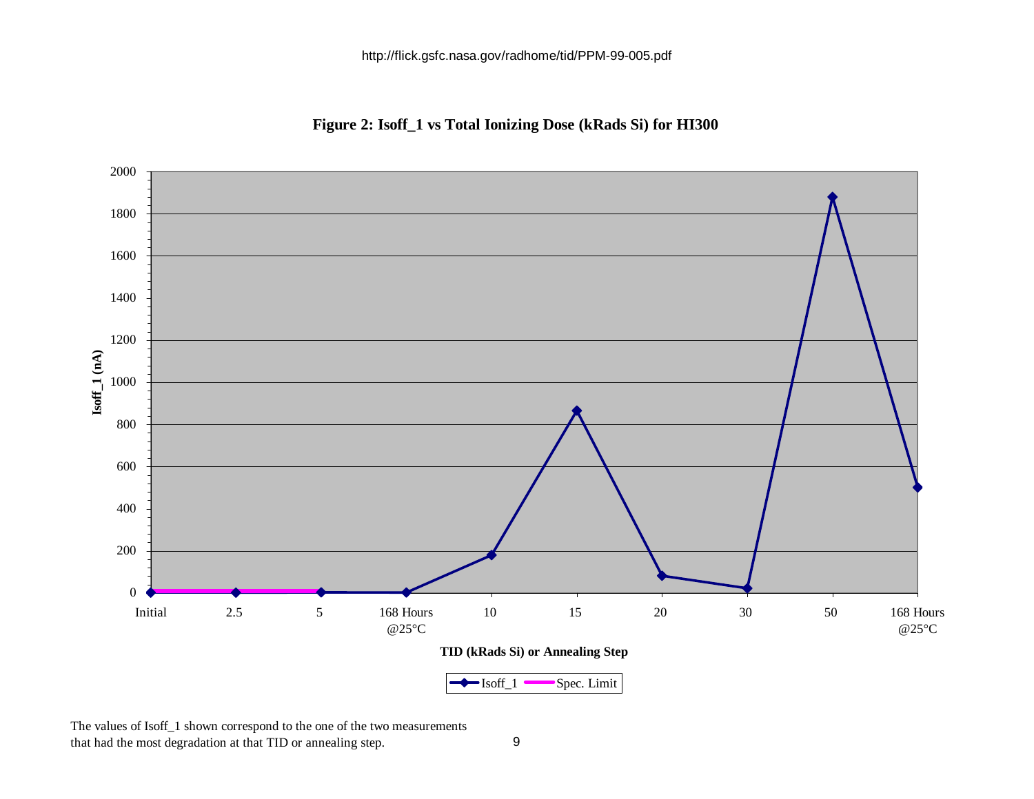http://flick.gsfc.nasa.gov/radhome/tid/PPM-99-005.pdf

**Figure 2: Isoff_1 vs Total Ionizing Dose (kRads Si) for HI300**

The values of Isoff_1 shown correspond to the one of the two measurements that had the most degradation at that TID or annealing step.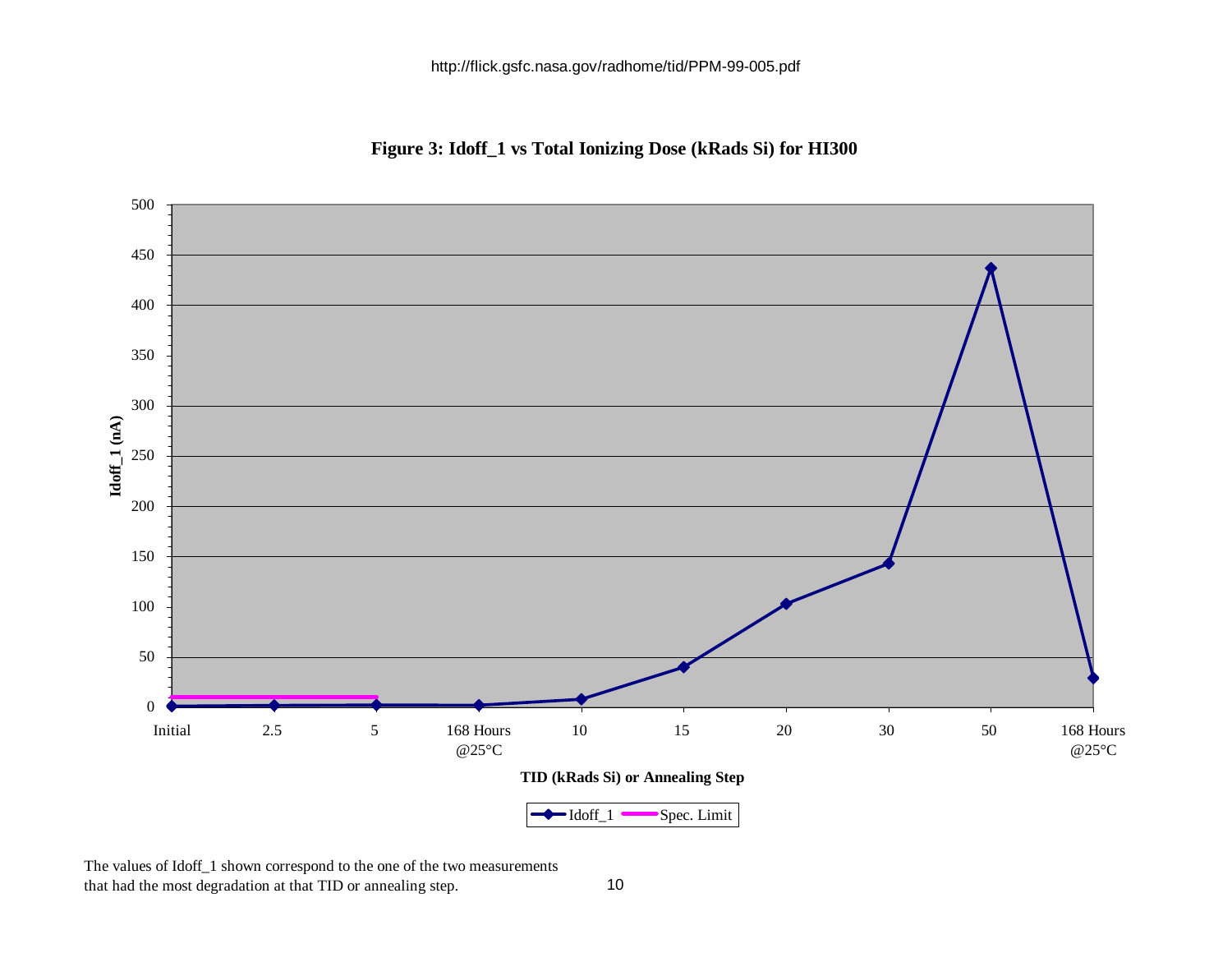http://flick.gsfc.nasa.gov/radhome/tid/PPM-99-005.pdf

**Figure 3: Idoff_1 vs Total Ionizing Dose (kRads Si) for HI300**

The values of Idoff_1 shown correspond to the one of the two measurements that had the most degradation at that TID or annealing step.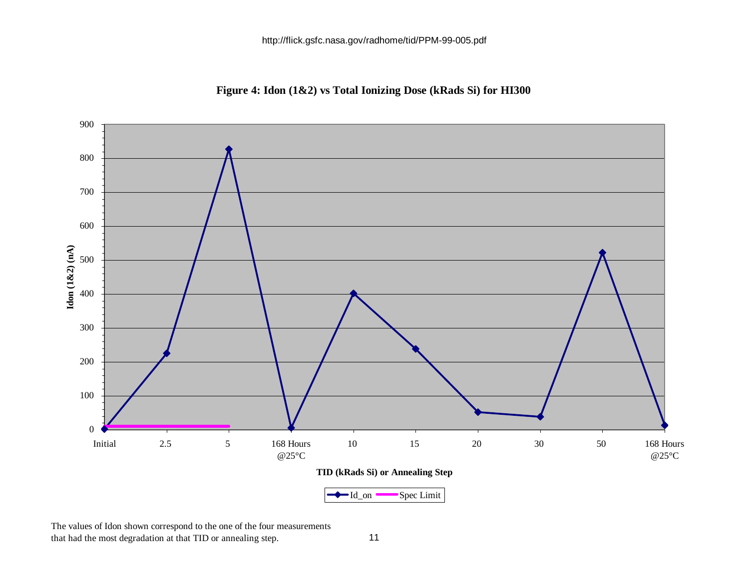http://flick.gsfc.nasa.gov/radhome/tid/PPM-99-005.pdf

**Figure 4: Idon (1&2) vs Total Ionizing Dose (kRads Si) for HI300**

Idon (1&2) (nA)

900
800
700
600
500
400
300
200
100
0

Initial
2.5
5
168 Hours @25°C
10
15
20
30
50
168 Hours @25°C

TID (kRads Si) or Annealing Step

Id_on
Spec Limit

The values of Idon shown correspond to the one of the four measurements that had the most degradation at that TID or annealing step.